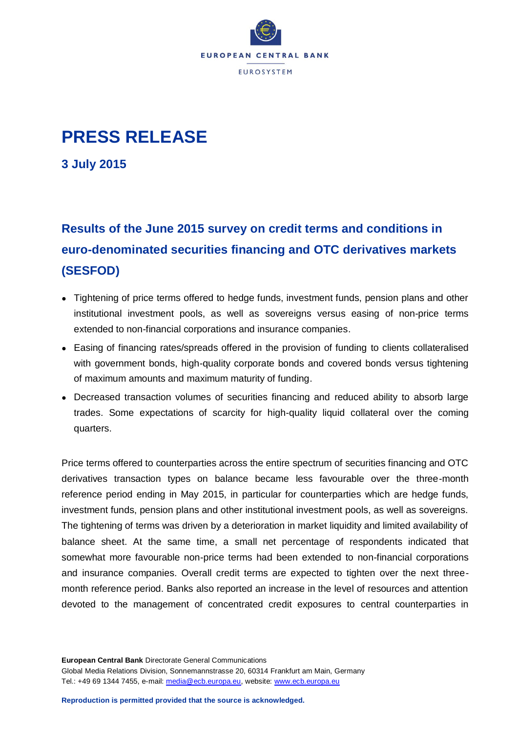EUROPEAN CENTRAL BANK

EUROSYSTEM

# PRESS RELEASE

**3 July 2015**

## Results of the June 2015 survey on credit terms and conditions in euro-denominated securities financing and OTC derivatives markets (SESFOD)

- Tightening of price terms offered to hedge funds, investment funds, pension plans and other institutional investment pools, as well as sovereigns versus easing of non-price terms extended to non-financial corporations and insurance companies.
- Easing of financing rates/spreads offered in the provision of funding to clients collateralised with government bonds, high-quality corporate bonds and covered bonds versus tightening of maximum amounts and maximum maturity of funding.
- Decreased transaction volumes of securities financing and reduced ability to absorb large trades. Some expectations of scarcity for high-quality liquid collateral over the coming quarters.

Price terms offered to counterparties across the entire spectrum of securities financing and OTC derivatives transaction types on balance became less favourable over the three-month reference period ending in May 2015, in particular for counterparties which are hedge funds, investment funds, pension plans and other institutional investment pools, as well as sovereigns. The tightening of terms was driven by a deterioration in market liquidity and limited availability of balance sheet. At the same time, a small net percentage of respondents indicated that somewhat more favourable non-price terms had been extended to non-financial corporations and insurance companies. Overall credit terms are expected to tighten over the next three-month reference period. Banks also reported an increase in the level of resources and attention devoted to the management of concentrated credit exposures to central counterparties in

**European Central Bank** Directorate General Communications
Global Media Relations Division, Sonnemannstrasse 20, 60314 Frankfurt am Main, Germany
Tel.: +49 69 1344 7455, e-mail: media@ecb.europa.eu, website: www.ecb.europa.eu

**Reproduction is permitted provided that the source is acknowledged.**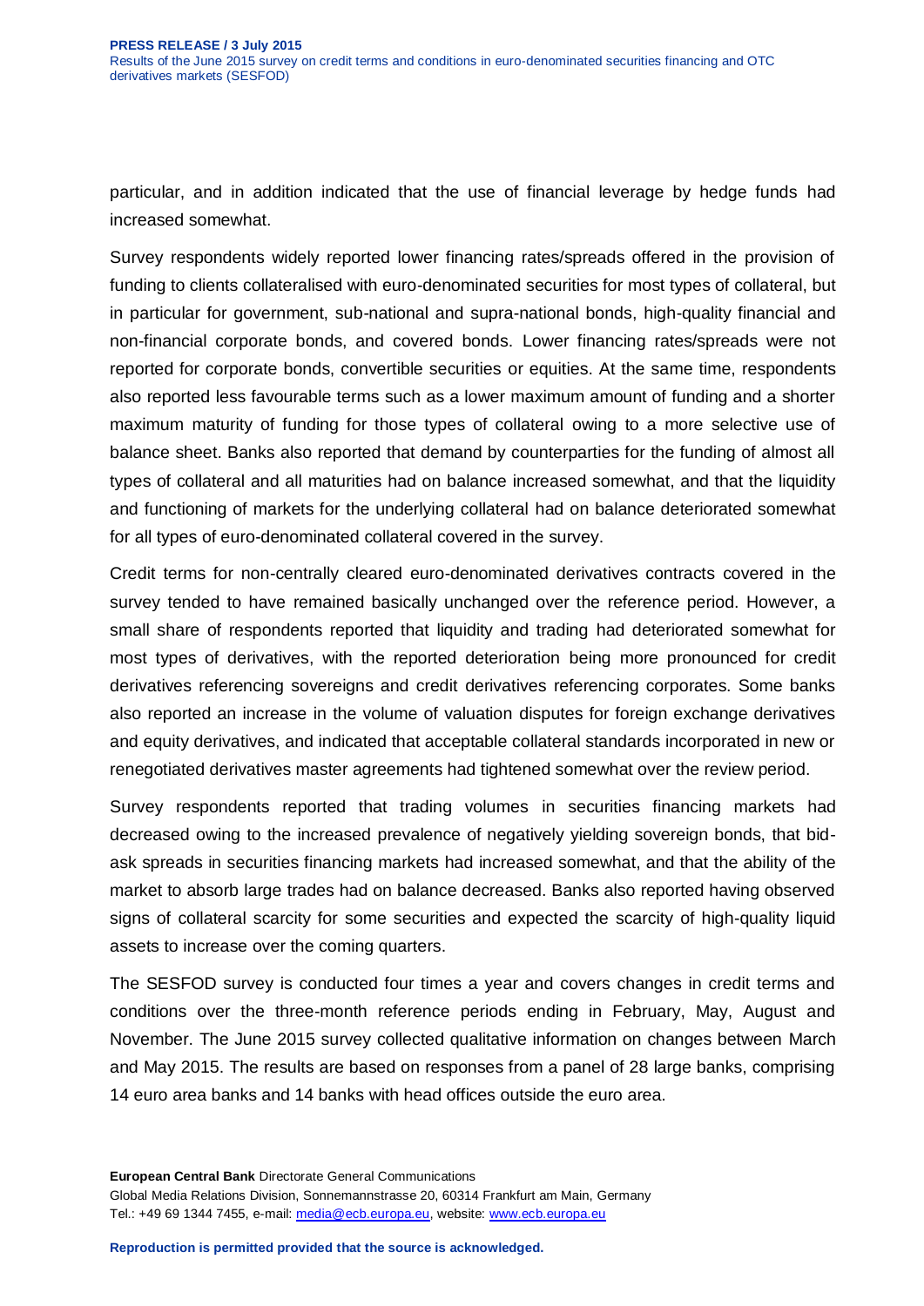particular, and in addition indicated that the use of financial leverage by hedge funds had increased somewhat.

Survey respondents widely reported lower financing rates/spreads offered in the provision of funding to clients collateralised with euro-denominated securities for most types of collateral, but in particular for government, sub-national and supra-national bonds, high-quality financial and non-financial corporate bonds, and covered bonds. Lower financing rates/spreads were not reported for corporate bonds, convertible securities or equities. At the same time, respondents also reported less favourable terms such as a lower maximum amount of funding and a shorter maximum maturity of funding for those types of collateral owing to a more selective use of balance sheet. Banks also reported that demand by counterparties for the funding of almost all types of collateral and all maturities had on balance increased somewhat, and that the liquidity and functioning of markets for the underlying collateral had on balance deteriorated somewhat for all types of euro-denominated collateral covered in the survey.

Credit terms for non-centrally cleared euro-denominated derivatives contracts covered in the survey tended to have remained basically unchanged over the reference period. However, a small share of respondents reported that liquidity and trading had deteriorated somewhat for most types of derivatives, with the reported deterioration being more pronounced for credit derivatives referencing sovereigns and credit derivatives referencing corporates. Some banks also reported an increase in the volume of valuation disputes for foreign exchange derivatives and equity derivatives, and indicated that acceptable collateral standards incorporated in new or renegotiated derivatives master agreements had tightened somewhat over the review period.

Survey respondents reported that trading volumes in securities financing markets had decreased owing to the increased prevalence of negatively yielding sovereign bonds, that bid-ask spreads in securities financing markets had increased somewhat, and that the ability of the market to absorb large trades had on balance decreased. Banks also reported having observed signs of collateral scarcity for some securities and expected the scarcity of high-quality liquid assets to increase over the coming quarters.

The SESFOD survey is conducted four times a year and covers changes in credit terms and conditions over the three-month reference periods ending in February, May, August and November. The June 2015 survey collected qualitative information on changes between March and May 2015. The results are based on responses from a panel of 28 large banks, comprising 14 euro area banks and 14 banks with head offices outside the euro area.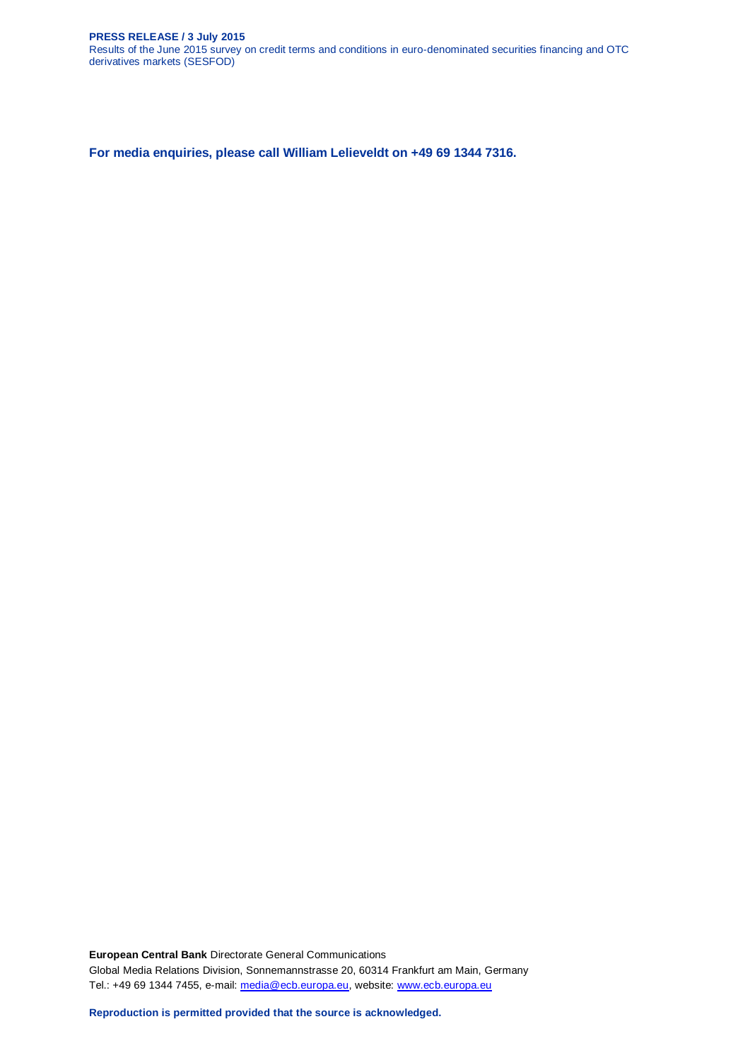**For media enquiries, please call William Lelieveldt on +49 69 1344 7316.**

**European Central Bank** Directorate General Communications
Global Media Relations Division, Sonnemannstrasse 20, 60314 Frankfurt am Main, Germany
Tel.: +49 69 1344 7455, e-mail: media@ecb.europa.eu, website: www.ecb.europa.eu

**Reproduction is permitted provided that the source is acknowledged.**